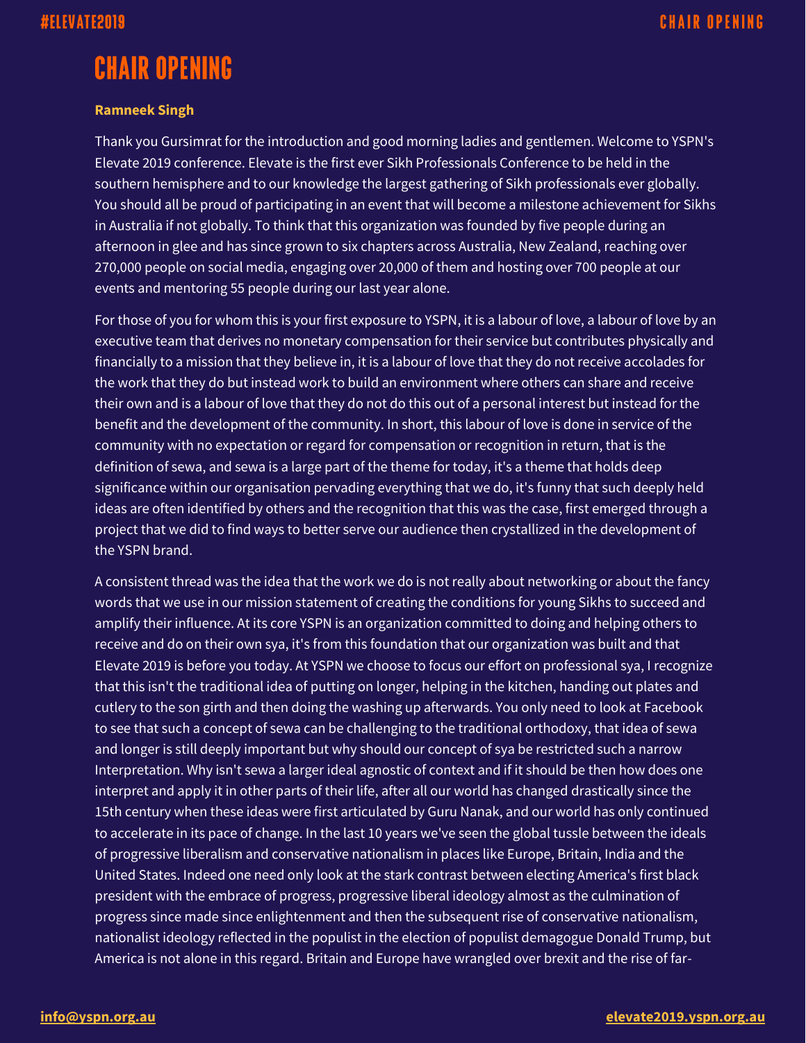# CHAIR OPENING

**Ramneek Singh**

Thank you Gursimrat for the introduction and good morning ladies and gentlemen. Welcome to YSPN's Elevate 2019 conference. Elevate is the first ever Sikh Professionals Conference to be held in the southern hemisphere and to our knowledge the largest gathering of Sikh professionals ever globally. You should all be proud of participating in an event that will become a milestone achievement for Sikhs in Australia if not globally. To think that this organization was founded by five people during an afternoon in glee and has since grown to six chapters across Australia, New Zealand, reaching over 270,000 people on social media, engaging over 20,000 of them and hosting over 700 people at our events and mentoring 55 people during our last year alone.

For those of you for whom this is your first exposure to YSPN, it is a labour of love, a labour of love by an executive team that derives no monetary compensation for their service but contributes physically and financially to a mission that they believe in, it is a labour of love that they do not receive accolades for the work that they do but instead work to build an environment where others can share and receive their own and is a labour of love that they do not do this out of a personal interest but instead for the benefit and the development of the community. In short, this labour of love is done in service of the community with no expectation or regard for compensation or recognition in return, that is the definition of sewa, and sewa is a large part of the theme for today, it's a theme that holds deep significance within our organisation pervading everything that we do, it's funny that such deeply held ideas are often identified by others and the recognition that this was the case, first emerged through a project that we did to find ways to better serve our audience then crystallized in the development of the YSPN brand.

A consistent thread was the idea that the work we do is not really about networking or about the fancy words that we use in our mission statement of creating the conditions for young Sikhs to succeed and amplify their influence. At its core YSPN is an organization committed to doing and helping others to receive and do on their own sya, it's from this foundation that our organization was built and that Elevate 2019 is before you today. At YSPN we choose to focus our effort on professional sya, I recognize that this isn't the traditional idea of putting on longer, helping in the kitchen, handing out plates and cutlery to the son girth and then doing the washing up afterwards. You only need to look at Facebook to see that such a concept of sewa can be challenging to the traditional orthodoxy, that idea of sewa and longer is still deeply important but why should our concept of sya be restricted such a narrow Interpretation. Why isn't sewa a larger ideal agnostic of context and if it should be then how does one interpret and apply it in other parts of their life, after all our world has changed drastically since the 15th century when these ideas were first articulated by Guru Nanak, and our world has only continued to accelerate in its pace of change. In the last 10 years we've seen the global tussle between the ideals of progressive liberalism and conservative nationalism in places like Europe, Britain, India and the United States. Indeed one need only look at the stark contrast between electing America's first black president with the embrace of progress, progressive liberal ideology almost as the culmination of progress since made since enlightenment and then the subsequent rise of conservative nationalism, nationalist ideology reflected in the populist in the election of populist demagogue Donald Trump, but America is not alone in this regard. Britain and Europe have wrangled over brexit and the rise of far-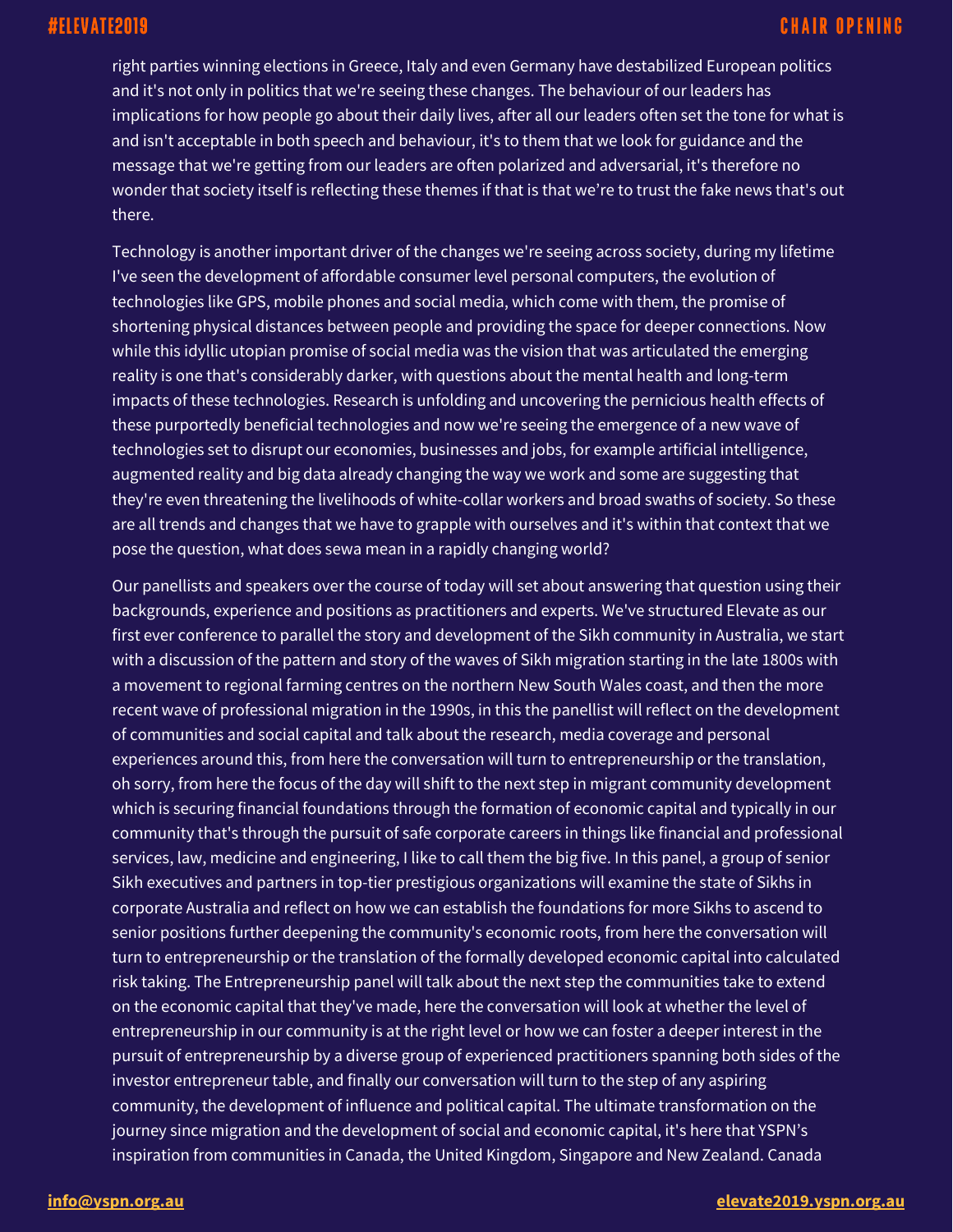right parties winning elections in Greece, Italy and even Germany have destabilized European politics and it's not only in politics that we're seeing these changes. The behaviour of our leaders has implications for how people go about their daily lives, after all our leaders often set the tone for what is and isn't acceptable in both speech and behaviour, it's to them that we look for guidance and the message that we're getting from our leaders are often polarized and adversarial, it's therefore no wonder that society itself is reflecting these themes if that is that we're to trust the fake news that's out there.

Technology is another important driver of the changes we're seeing across society, during my lifetime I've seen the development of affordable consumer level personal computers, the evolution of technologies like GPS, mobile phones and social media, which come with them, the promise of shortening physical distances between people and providing the space for deeper connections. Now while this idyllic utopian promise of social media was the vision that was articulated the emerging reality is one that's considerably darker, with questions about the mental health and long-term impacts of these technologies. Research is unfolding and uncovering the pernicious health effects of these purportedly beneficial technologies and now we're seeing the emergence of a new wave of technologies set to disrupt our economies, businesses and jobs, for example artificial intelligence, augmented reality and big data already changing the way we work and some are suggesting that they're even threatening the livelihoods of white-collar workers and broad swaths of society. So these are all trends and changes that we have to grapple with ourselves and it's within that context that we pose the question, what does sewa mean in a rapidly changing world?

Our panellists and speakers over the course of today will set about answering that question using their backgrounds, experience and positions as practitioners and experts. We've structured Elevate as our first ever conference to parallel the story and development of the Sikh community in Australia, we start with a discussion of the pattern and story of the waves of Sikh migration starting in the late 1800s with a movement to regional farming centres on the northern New South Wales coast, and then the more recent wave of professional migration in the 1990s, in this the panellist will reflect on the development of communities and social capital and talk about the research, media coverage and personal experiences around this, from here the conversation will turn to entrepreneurship or the translation, oh sorry, from here the focus of the day will shift to the next step in migrant community development which is securing financial foundations through the formation of economic capital and typically in our community that's through the pursuit of safe corporate careers in things like financial and professional services, law, medicine and engineering, I like to call them the big five. In this panel, a group of senior Sikh executives and partners in top-tier prestigious organizations will examine the state of Sikhs in corporate Australia and reflect on how we can establish the foundations for more Sikhs to ascend to senior positions further deepening the community's economic roots, from here the conversation will turn to entrepreneurship or the translation of the formally developed economic capital into calculated risk taking. The Entrepreneurship panel will talk about the next step the communities take to extend on the economic capital that they've made, here the conversation will look at whether the level of entrepreneurship in our community is at the right level or how we can foster a deeper interest in the pursuit of entrepreneurship by a diverse group of experienced practitioners spanning both sides of the investor entrepreneur table, and finally our conversation will turn to the step of any aspiring community, the development of influence and political capital. The ultimate transformation on the journey since migration and the development of social and economic capital, it's here that YSPN's inspiration from communities in Canada, the United Kingdom, Singapore and New Zealand. Canada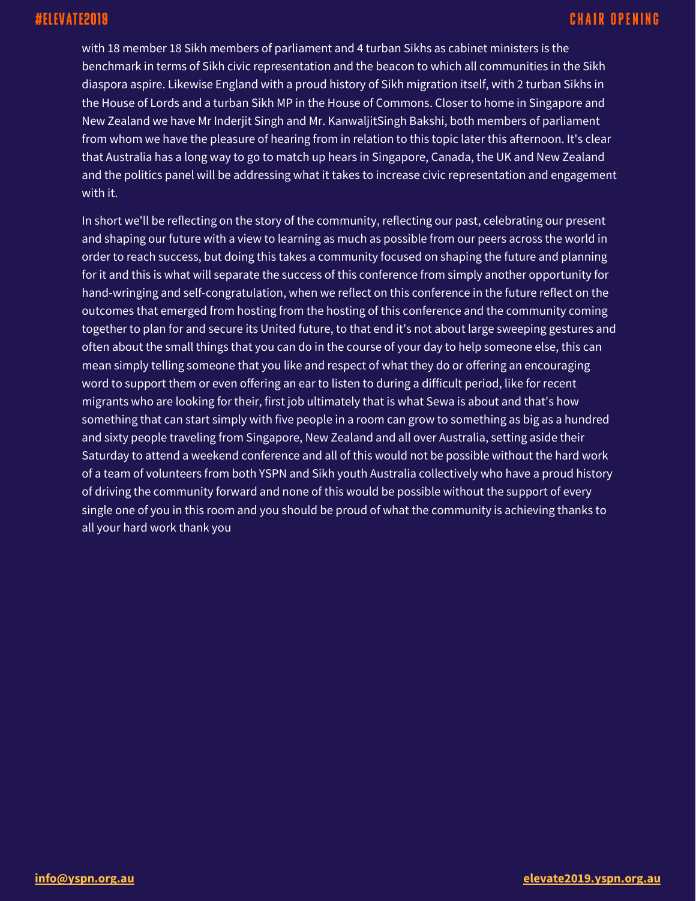with 18 member 18 Sikh members of parliament and 4 turban Sikhs as cabinet ministers is the benchmark in terms of Sikh civic representation and the beacon to which all communities in the Sikh diaspora aspire. Likewise England with a proud history of Sikh migration itself, with 2 turban Sikhs in the House of Lords and a turban Sikh MP in the House of Commons. Closer to home in Singapore and New Zealand we have Mr Inderjit Singh and Mr. KanwaljitSingh Bakshi, both members of parliament from whom we have the pleasure of hearing from in relation to this topic later this afternoon. It's clear that Australia has a long way to go to match up hears in Singapore, Canada, the UK and New Zealand and the politics panel will be addressing what it takes to increase civic representation and engagement with it.

In short we'll be reflecting on the story of the community, reflecting our past, celebrating our present and shaping our future with a view to learning as much as possible from our peers across the world in order to reach success, but doing this takes a community focused on shaping the future and planning for it and this is what will separate the success of this conference from simply another opportunity for hand-wringing and self-congratulation, when we reflect on this conference in the future reflect on the outcomes that emerged from hosting from the hosting of this conference and the community coming together to plan for and secure its United future, to that end it's not about large sweeping gestures and often about the small things that you can do in the course of your day to help someone else, this can mean simply telling someone that you like and respect of what they do or offering an encouraging word to support them or even offering an ear to listen to during a difficult period, like for recent migrants who are looking for their, first job ultimately that is what Sewa is about and that's how something that can start simply with five people in a room can grow to something as big as a hundred and sixty people traveling from Singapore, New Zealand and all over Australia, setting aside their Saturday to attend a weekend conference and all of this would not be possible without the hard work of a team of volunteers from both YSPN and Sikh youth Australia collectively who have a proud history of driving the community forward and none of this would be possible without the support of every single one of you in this room and you should be proud of what the community is achieving thanks to all your hard work thank you